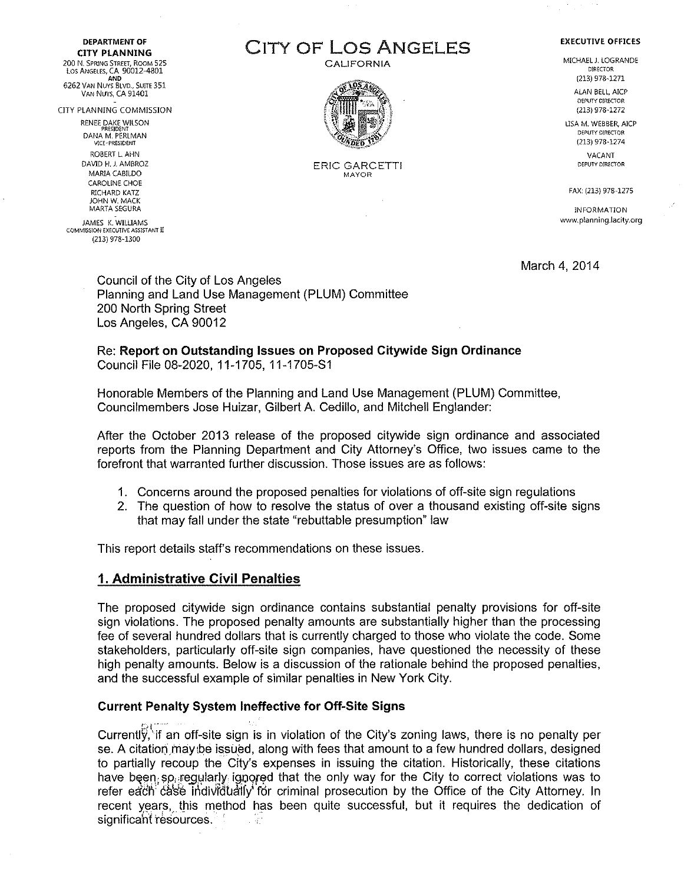**DEPARTMENT OF CITY PLANNING**
200 N. SPRING STREET, ROOM 525
LOS ANGELES, CA 90012-4801
AND
6262 VAN NUYS BLVD., SUITE 351
VAN NUYS, CA 91401

CITY PLANNING COMMISSION

RENEE DAKE WILSON
PRESIDENT
DANA M. PERLMAN
VICE-PRESIDENT
ROBERT L. AHN
DAVID H. J. AMBROZ
MARIA CABILDO
CAROLINE CHOE
RICHARD KATZ
JOHN W. MACK
MARTA SEGURA

JAMES K. WILLIAMS
COMMISSION EXECUTIVE ASSISTANT II
(213) 978-1300

# CITY OF LOS ANGELES

CALIFORNIA

ERIC GARCETTI
MAYOR

**EXECUTIVE OFFICES**

MICHAEL J. LOGRANDE
DIRECTOR
(213) 978-1271

ALAN BELL, AICP
DEPUTY DIRECTOR
(213) 978-1272

LISA M. WEBBER, AICP
DEPUTY DIRECTOR
(213) 978-1274

VACANT
DEPUTY DIRECTOR

FAX: (213) 978-1275

INFORMATION
www.planning.lacity.org

March 4, 2014

Council of the City of Los Angeles
Planning and Land Use Management (PLUM) Committee
200 North Spring Street
Los Angeles, CA 90012

Re: **Report on Outstanding Issues on Proposed Citywide Sign Ordinance**
Council File 08-2020, 11-1705, 11-1705-S1

Honorable Members of the Planning and Land Use Management (PLUM) Committee, Councilmembers Jose Huizar, Gilbert A. Cedillo, and Mitchell Englander:

After the October 2013 release of the proposed citywide sign ordinance and associated reports from the Planning Department and City Attorney's Office, two issues came to the forefront that warranted further discussion. Those issues are as follows:

1. Concerns around the proposed penalties for violations of off-site sign regulations
2. The question of how to resolve the status of over a thousand existing off-site signs that may fall under the state "rebuttable presumption" law

This report details staff's recommendations on these issues.

## 1. Administrative Civil Penalties

The proposed citywide sign ordinance contains substantial penalty provisions for off-site sign violations. The proposed penalty amounts are substantially higher than the processing fee of several hundred dollars that is currently charged to those who violate the code. Some stakeholders, particularly off-site sign companies, have questioned the necessity of these high penalty amounts. Below is a discussion of the rationale behind the proposed penalties, and the successful example of similar penalties in New York City.

### Current Penalty System Ineffective for Off-Site Signs

Currently, if an off-site sign is in violation of the City's zoning laws, there is no penalty per se. A citation may be issued, along with fees that amount to a few hundred dollars, designed to partially recoup the City's expenses in issuing the citation. Historically, these citations have been so regularly ignored that the only way for the City to correct violations was to refer each case individually for criminal prosecution by the Office of the City Attorney. In recent years, this method has been quite successful, but it requires the dedication of significant resources.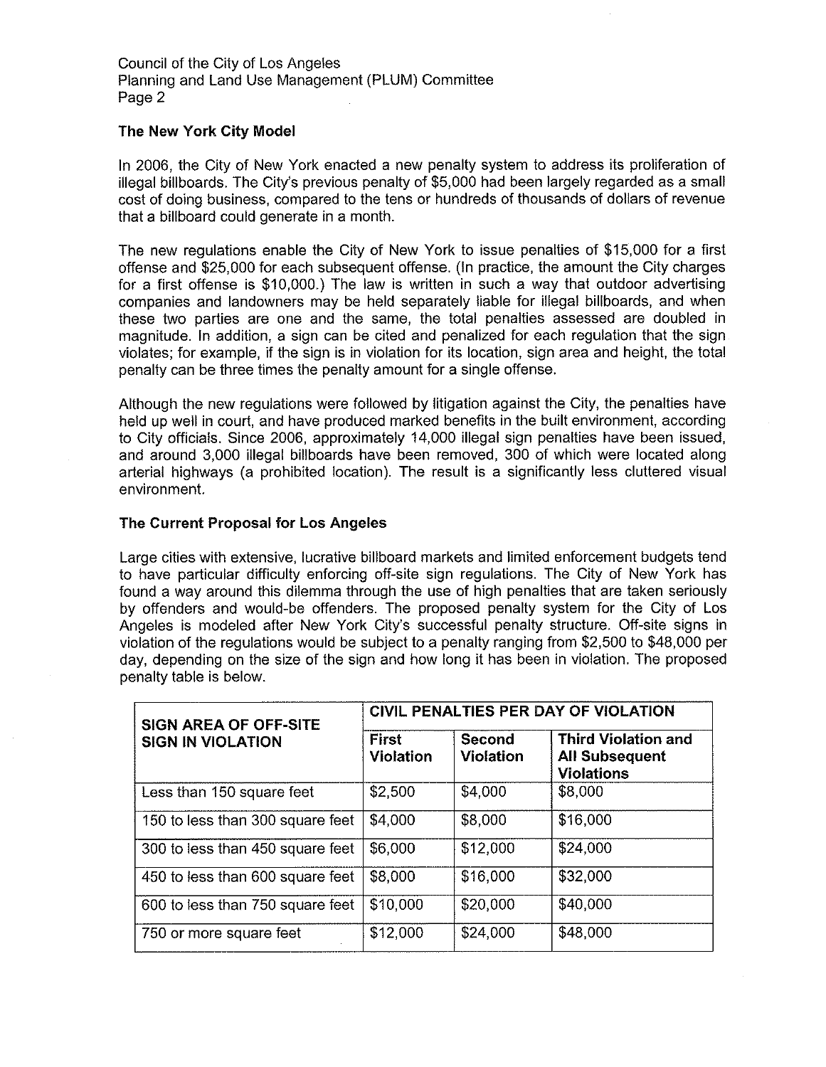## The New York City Model

In 2006, the City of New York enacted a new penalty system to address its proliferation of illegal billboards. The City's previous penalty of $5,000 had been largely regarded as a small cost of doing business, compared to the tens or hundreds of thousands of dollars of revenue that a billboard could generate in a month.

The new regulations enable the City of New York to issue penalties of $15,000 for a first offense and $25,000 for each subsequent offense. (In practice, the amount the City charges for a first offense is $10,000.) The law is written in such a way that outdoor advertising companies and landowners may be held separately liable for illegal billboards, and when these two parties are one and the same, the total penalties assessed are doubled in magnitude. In addition, a sign can be cited and penalized for each regulation that the sign violates; for example, if the sign is in violation for its location, sign area and height, the total penalty can be three times the penalty amount for a single offense.

Although the new regulations were followed by litigation against the City, the penalties have held up well in court, and have produced marked benefits in the built environment, according to City officials. Since 2006, approximately 14,000 illegal sign penalties have been issued, and around 3,000 illegal billboards have been removed, 300 of which were located along arterial highways (a prohibited location). The result is a significantly less cluttered visual environment.

## The Current Proposal for Los Angeles

Large cities with extensive, lucrative billboard markets and limited enforcement budgets tend to have particular difficulty enforcing off-site sign regulations. The City of New York has found a way around this dilemma through the use of high penalties that are taken seriously by offenders and would-be offenders. The proposed penalty system for the City of Los Angeles is modeled after New York City's successful penalty structure. Off-site signs in violation of the regulations would be subject to a penalty ranging from $2,500 to $48,000 per day, depending on the size of the sign and how long it has been in violation. The proposed penalty table is below.

| SIGN AREA OF OFF-SITE SIGN IN VIOLATION | CIVIL PENALTIES PER DAY OF VIOLATION | | |
|---|---|---|---|
| | **First Violation** | **Second Violation** | **Third Violation and All Subsequent Violations** |
| Less than 150 square feet | $2,500 | $4,000 | $8,000 |
| 150 to less than 300 square feet | $4,000 | $8,000 | $16,000 |
| 300 to less than 450 square feet | $6,000 | $12,000 | $24,000 |
| 450 to less than 600 square feet | $8,000 | $16,000 | $32,000 |
| 600 to less than 750 square feet | $10,000 | $20,000 | $40,000 |
| 750 or more square feet | $12,000 | $24,000 | $48,000 |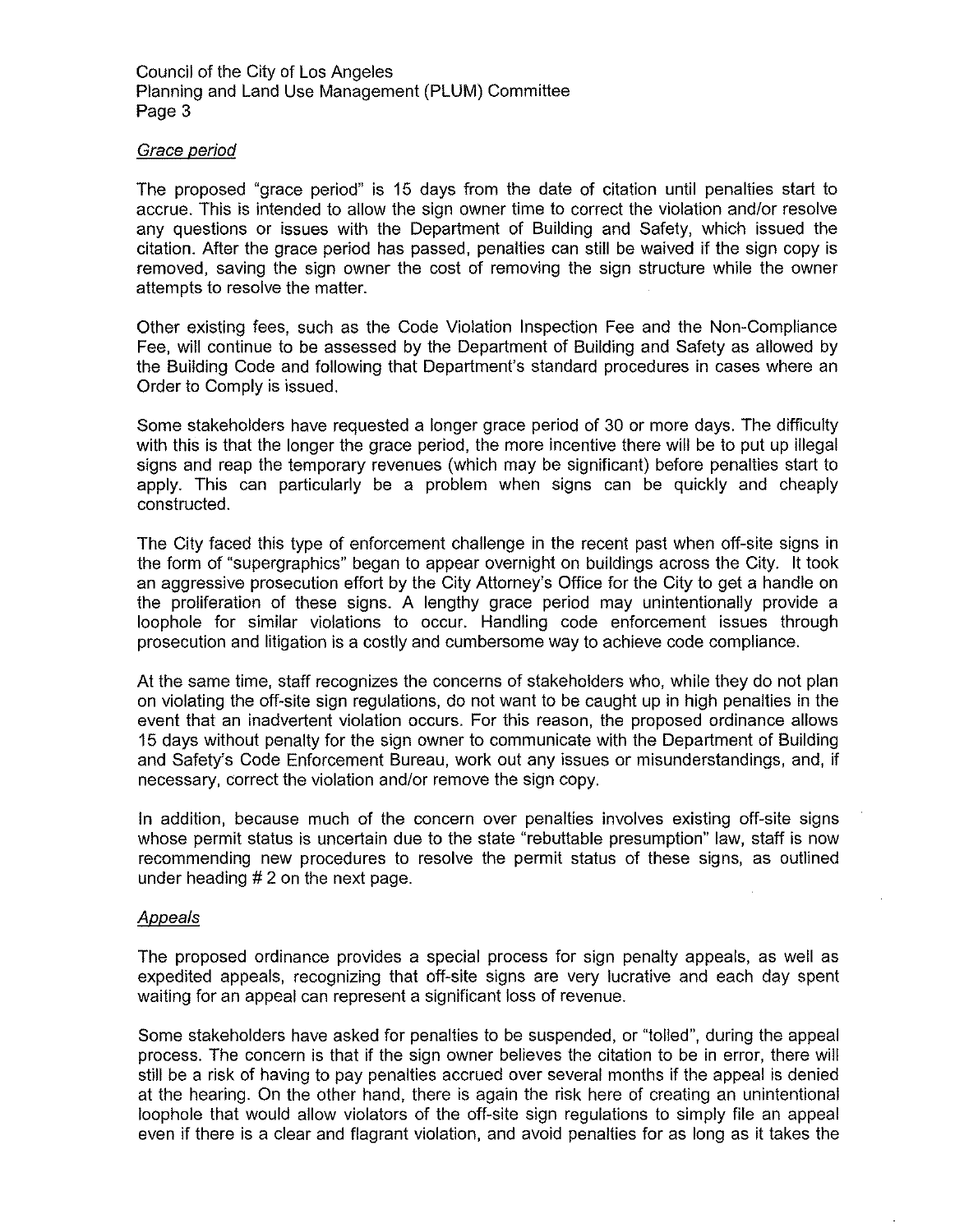### *Grace period*

The proposed "grace period" is 15 days from the date of citation until penalties start to accrue. This is intended to allow the sign owner time to correct the violation and/or resolve any questions or issues with the Department of Building and Safety, which issued the citation. After the grace period has passed, penalties can still be waived if the sign copy is removed, saving the sign owner the cost of removing the sign structure while the owner attempts to resolve the matter.

Other existing fees, such as the Code Violation Inspection Fee and the Non-Compliance Fee, will continue to be assessed by the Department of Building and Safety as allowed by the Building Code and following that Department's standard procedures in cases where an Order to Comply is issued.

Some stakeholders have requested a longer grace period of 30 or more days. The difficulty with this is that the longer the grace period, the more incentive there will be to put up illegal signs and reap the temporary revenues (which may be significant) before penalties start to apply. This can particularly be a problem when signs can be quickly and cheaply constructed.

The City faced this type of enforcement challenge in the recent past when off-site signs in the form of "supergraphics" began to appear overnight on buildings across the City. It took an aggressive prosecution effort by the City Attorney's Office for the City to get a handle on the proliferation of these signs. A lengthy grace period may unintentionally provide a loophole for similar violations to occur. Handling code enforcement issues through prosecution and litigation is a costly and cumbersome way to achieve code compliance.

At the same time, staff recognizes the concerns of stakeholders who, while they do not plan on violating the off-site sign regulations, do not want to be caught up in high penalties in the event that an inadvertent violation occurs. For this reason, the proposed ordinance allows 15 days without penalty for the sign owner to communicate with the Department of Building and Safety's Code Enforcement Bureau, work out any issues or misunderstandings, and, if necessary, correct the violation and/or remove the sign copy.

In addition, because much of the concern over penalties involves existing off-site signs whose permit status is uncertain due to the state "rebuttable presumption" law, staff is now recommending new procedures to resolve the permit status of these signs, as outlined under heading # 2 on the next page.

### *Appeals*

The proposed ordinance provides a special process for sign penalty appeals, as well as expedited appeals, recognizing that off-site signs are very lucrative and each day spent waiting for an appeal can represent a significant loss of revenue.

Some stakeholders have asked for penalties to be suspended, or "tolled", during the appeal process. The concern is that if the sign owner believes the citation to be in error, there will still be a risk of having to pay penalties accrued over several months if the appeal is denied at the hearing. On the other hand, there is again the risk here of creating an unintentional loophole that would allow violators of the off-site sign regulations to simply file an appeal even if there is a clear and flagrant violation, and avoid penalties for as long as it takes the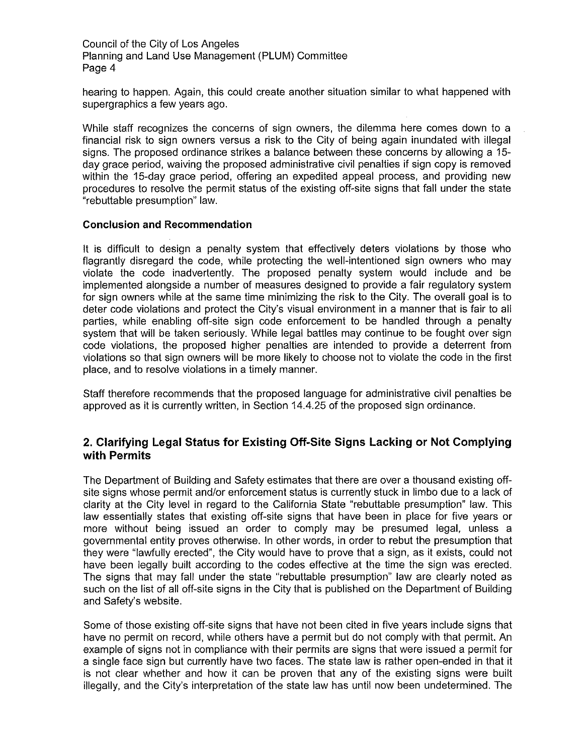hearing to happen. Again, this could create another situation similar to what happened with supergraphics a few years ago.

While staff recognizes the concerns of sign owners, the dilemma here comes down to a financial risk to sign owners versus a risk to the City of being again inundated with illegal signs. The proposed ordinance strikes a balance between these concerns by allowing a 15-day grace period, waiving the proposed administrative civil penalties if sign copy is removed within the 15-day grace period, offering an expedited appeal process, and providing new procedures to resolve the permit status of the existing off-site signs that fall under the state "rebuttable presumption" law.

**Conclusion and Recommendation**

It is difficult to design a penalty system that effectively deters violations by those who flagrantly disregard the code, while protecting the well-intentioned sign owners who may violate the code inadvertently. The proposed penalty system would include and be implemented alongside a number of measures designed to provide a fair regulatory system for sign owners while at the same time minimizing the risk to the City. The overall goal is to deter code violations and protect the City's visual environment in a manner that is fair to all parties, while enabling off-site sign code enforcement to be handled through a penalty system that will be taken seriously. While legal battles may continue to be fought over sign code violations, the proposed higher penalties are intended to provide a deterrent from violations so that sign owners will be more likely to choose not to violate the code in the first place, and to resolve violations in a timely manner.

Staff therefore recommends that the proposed language for administrative civil penalties be approved as it is currently written, in Section 14.4.25 of the proposed sign ordinance.

## 2. Clarifying Legal Status for Existing Off-Site Signs Lacking or Not Complying with Permits

The Department of Building and Safety estimates that there are over a thousand existing off-site signs whose permit and/or enforcement status is currently stuck in limbo due to a lack of clarity at the City level in regard to the California State "rebuttable presumption" law. This law essentially states that existing off-site signs that have been in place for five years or more without being issued an order to comply may be presumed legal, unless a governmental entity proves otherwise. In other words, in order to rebut the presumption that they were "lawfully erected", the City would have to prove that a sign, as it exists, could not have been legally built according to the codes effective at the time the sign was erected. The signs that may fall under the state "rebuttable presumption" law are clearly noted as such on the list of all off-site signs in the City that is published on the Department of Building and Safety's website.

Some of those existing off-site signs that have not been cited in five years include signs that have no permit on record, while others have a permit but do not comply with that permit. An example of signs not in compliance with their permits are signs that were issued a permit for a single face sign but currently have two faces. The state law is rather open-ended in that it is not clear whether and how it can be proven that any of the existing signs were built illegally, and the City's interpretation of the state law has until now been undetermined. The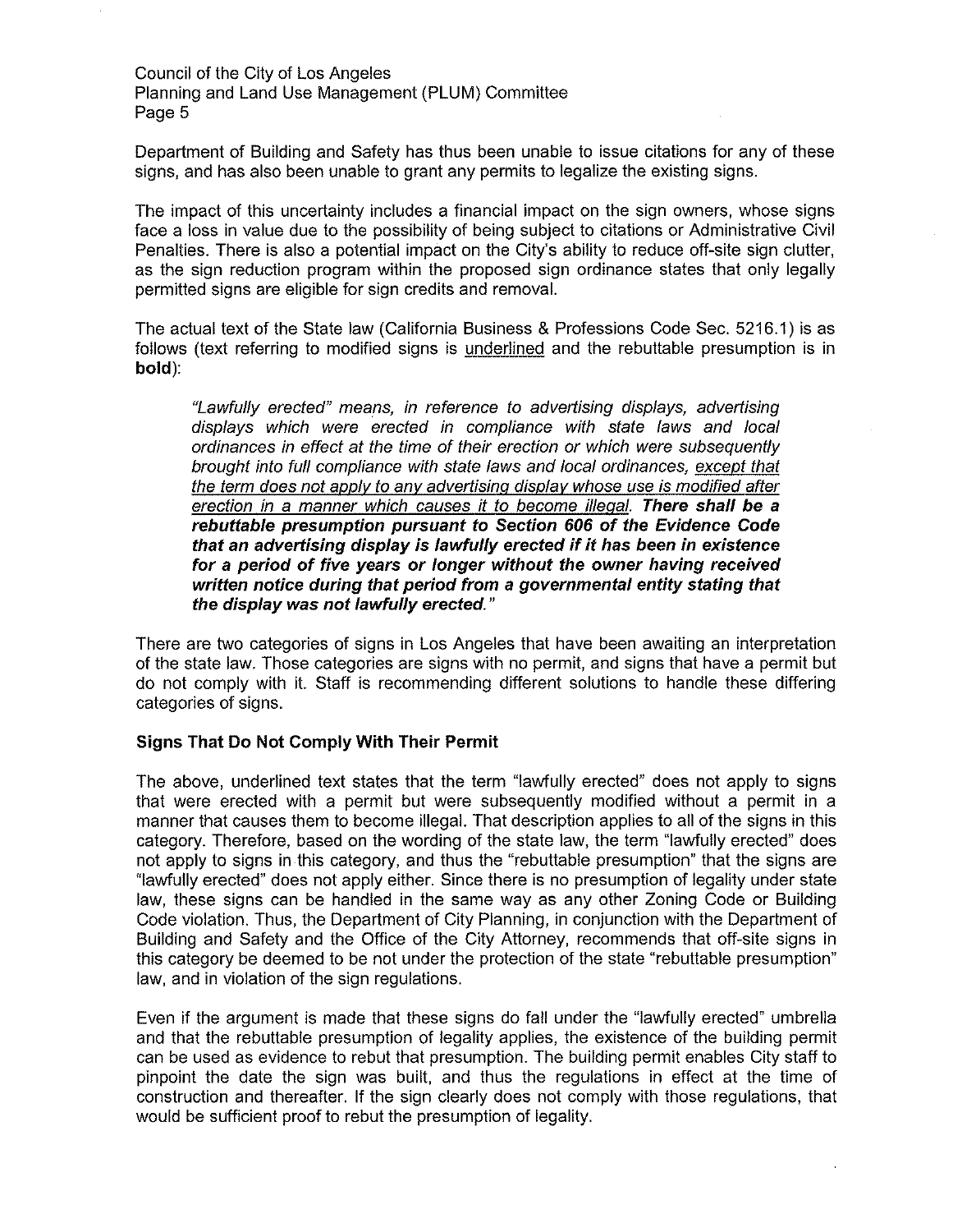Department of Building and Safety has thus been unable to issue citations for any of these signs, and has also been unable to grant any permits to legalize the existing signs.

The impact of this uncertainty includes a financial impact on the sign owners, whose signs face a loss in value due to the possibility of being subject to citations or Administrative Civil Penalties. There is also a potential impact on the City's ability to reduce off-site sign clutter, as the sign reduction program within the proposed sign ordinance states that only legally permitted signs are eligible for sign credits and removal.

The actual text of the State law (California Business & Professions Code Sec. 5216.1) is as follows (text referring to modified signs is <u>underlined</u> and the rebuttable presumption is in **bold**):

> *"Lawfully erected" means, in reference to advertising displays, advertising displays which were erected in compliance with state laws and local ordinances in effect at the time of their erection or which were subsequently brought into full compliance with state laws and local ordinances, <u>except that the term does not apply to any advertising display whose use is modified after erection in a manner which causes it to become illegal</u>.* ***There shall be a rebuttable presumption pursuant to Section 606 of the Evidence Code that an advertising display is lawfully erected if it has been in existence for a period of five years or longer without the owner having received written notice during that period from a governmental entity stating that the display was not lawfully erected."***

There are two categories of signs in Los Angeles that have been awaiting an interpretation of the state law. Those categories are signs with no permit, and signs that have a permit but do not comply with it. Staff is recommending different solutions to handle these differing categories of signs.

**Signs That Do Not Comply With Their Permit**

The above, underlined text states that the term "lawfully erected" does not apply to signs that were erected with a permit but were subsequently modified without a permit in a manner that causes them to become illegal. That description applies to all of the signs in this category. Therefore, based on the wording of the state law, the term "lawfully erected" does not apply to signs in this category, and thus the "rebuttable presumption" that the signs are "lawfully erected" does not apply either. Since there is no presumption of legality under state law, these signs can be handled in the same way as any other Zoning Code or Building Code violation. Thus, the Department of City Planning, in conjunction with the Department of Building and Safety and the Office of the City Attorney, recommends that off-site signs in this category be deemed to be not under the protection of the state "rebuttable presumption" law, and in violation of the sign regulations.

Even if the argument is made that these signs do fall under the "lawfully erected" umbrella and that the rebuttable presumption of legality applies, the existence of the building permit can be used as evidence to rebut that presumption. The building permit enables City staff to pinpoint the date the sign was built, and thus the regulations in effect at the time of construction and thereafter. If the sign clearly does not comply with those regulations, that would be sufficient proof to rebut the presumption of legality.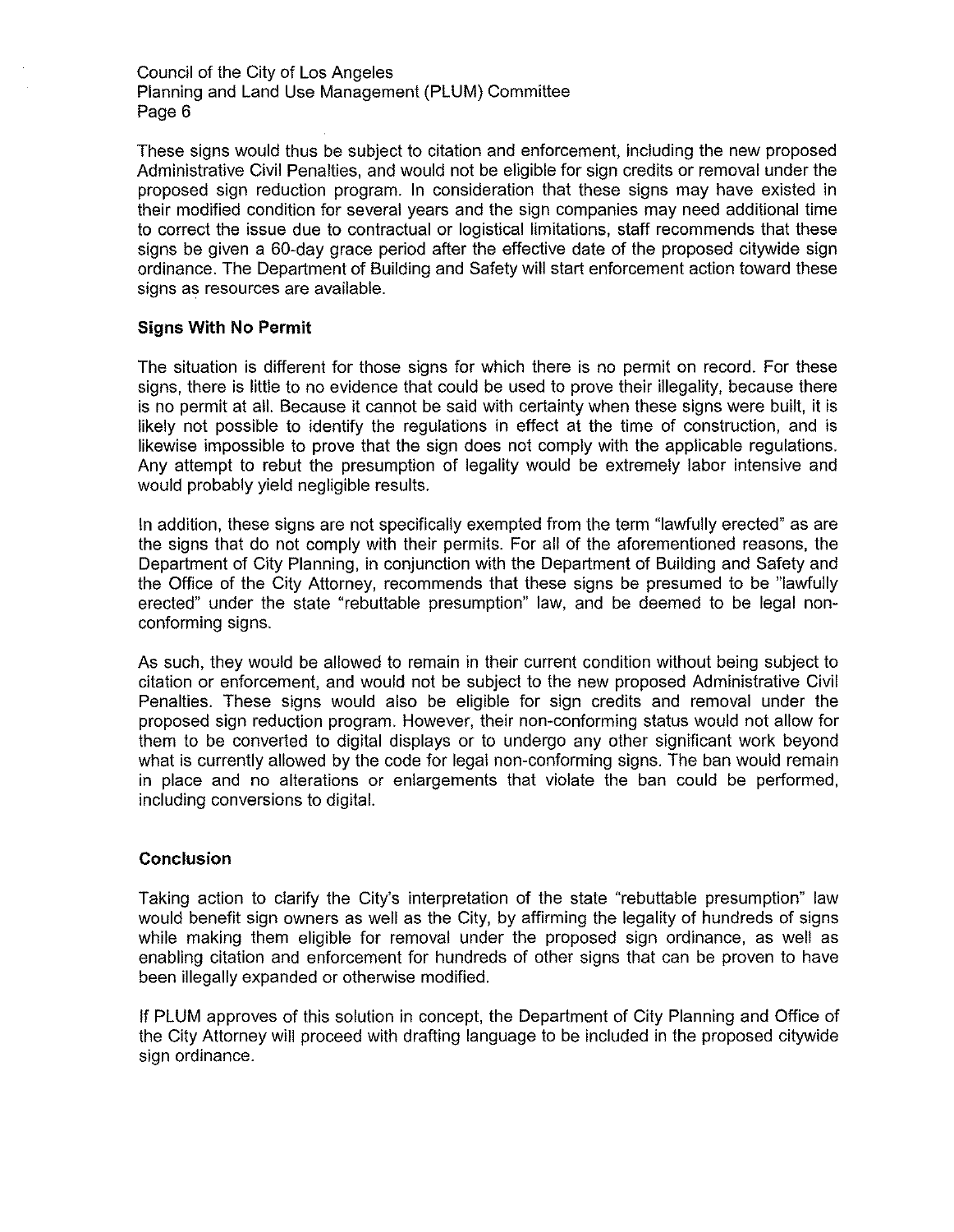These signs would thus be subject to citation and enforcement, including the new proposed Administrative Civil Penalties, and would not be eligible for sign credits or removal under the proposed sign reduction program. In consideration that these signs may have existed in their modified condition for several years and the sign companies may need additional time to correct the issue due to contractual or logistical limitations, staff recommends that these signs be given a 60-day grace period after the effective date of the proposed citywide sign ordinance. The Department of Building and Safety will start enforcement action toward these signs as resources are available.

### Signs With No Permit

The situation is different for those signs for which there is no permit on record. For these signs, there is little to no evidence that could be used to prove their illegality, because there is no permit at all. Because it cannot be said with certainty when these signs were built, it is likely not possible to identify the regulations in effect at the time of construction, and is likewise impossible to prove that the sign does not comply with the applicable regulations. Any attempt to rebut the presumption of legality would be extremely labor intensive and would probably yield negligible results.

In addition, these signs are not specifically exempted from the term "lawfully erected" as are the signs that do not comply with their permits. For all of the aforementioned reasons, the Department of City Planning, in conjunction with the Department of Building and Safety and the Office of the City Attorney, recommends that these signs be presumed to be "lawfully erected" under the state "rebuttable presumption" law, and be deemed to be legal non-conforming signs.

As such, they would be allowed to remain in their current condition without being subject to citation or enforcement, and would not be subject to the new proposed Administrative Civil Penalties. These signs would also be eligible for sign credits and removal under the proposed sign reduction program. However, their non-conforming status would not allow for them to be converted to digital displays or to undergo any other significant work beyond what is currently allowed by the code for legal non-conforming signs. The ban would remain in place and no alterations or enlargements that violate the ban could be performed, including conversions to digital.

### Conclusion

Taking action to clarify the City's interpretation of the state "rebuttable presumption" law would benefit sign owners as well as the City, by affirming the legality of hundreds of signs while making them eligible for removal under the proposed sign ordinance, as well as enabling citation and enforcement for hundreds of other signs that can be proven to have been illegally expanded or otherwise modified.

If PLUM approves of this solution in concept, the Department of City Planning and Office of the City Attorney will proceed with drafting language to be included in the proposed citywide sign ordinance.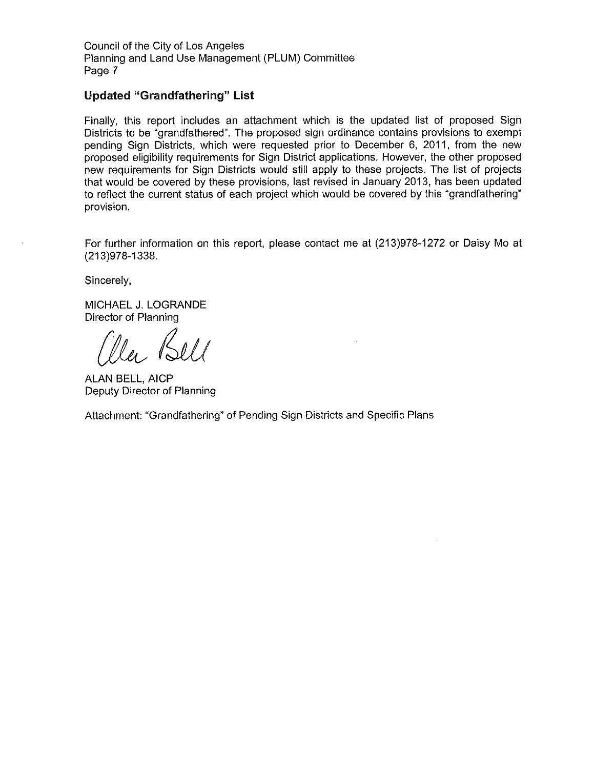## Updated "Grandfathering" List

Finally, this report includes an attachment which is the updated list of proposed Sign Districts to be "grandfathered". The proposed sign ordinance contains provisions to exempt pending Sign Districts, which were requested prior to December 6, 2011, from the new proposed eligibility requirements for Sign District applications. However, the other proposed new requirements for Sign Districts would still apply to these projects. The list of projects that would be covered by these provisions, last revised in January 2013, has been updated to reflect the current status of each project which would be covered by this "grandfathering" provision.

For further information on this report, please contact me at (213)978-1272 or Daisy Mo at (213)978-1338.

Sincerely,

MICHAEL J. LOGRANDE
Director of Planning

Alan Bell

ALAN BELL, AICP
Deputy Director of Planning

Attachment: "Grandfathering" of Pending Sign Districts and Specific Plans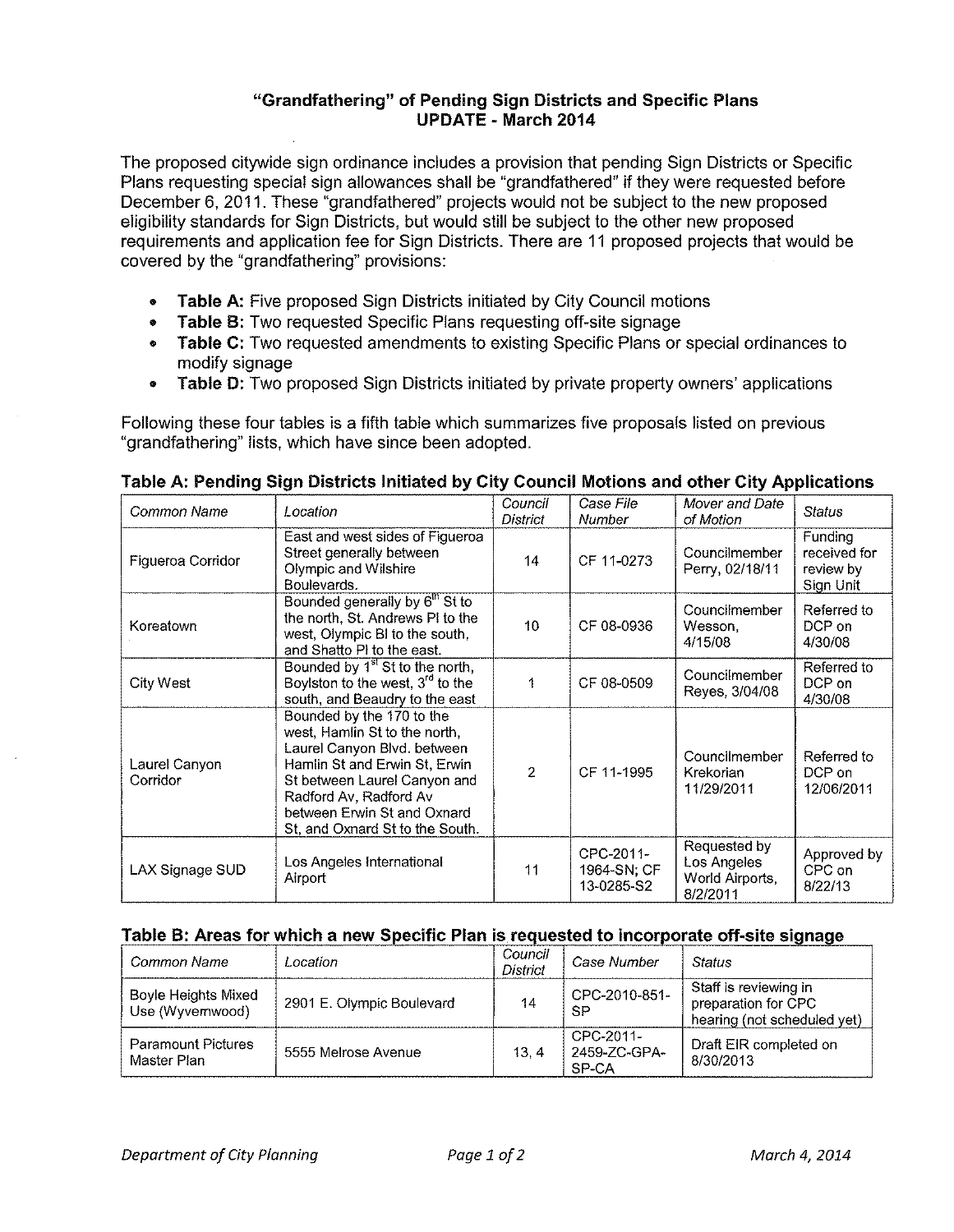## "Grandfathering" of Pending Sign Districts and Specific Plans
## UPDATE - March 2014

The proposed citywide sign ordinance includes a provision that pending Sign Districts or Specific Plans requesting special sign allowances shall be "grandfathered" if they were requested before December 6, 2011. These "grandfathered" projects would not be subject to the new proposed eligibility standards for Sign Districts, but would still be subject to the other new proposed requirements and application fee for Sign Districts. There are 11 proposed projects that would be covered by the "grandfathering" provisions:

- **Table A:** Five proposed Sign Districts initiated by City Council motions
- **Table B:** Two requested Specific Plans requesting off-site signage
- **Table C:** Two requested amendments to existing Specific Plans or special ordinances to modify signage
- **Table D:** Two proposed Sign Districts initiated by private property owners' applications

Following these four tables is a fifth table which summarizes five proposals listed on previous "grandfathering" lists, which have since been adopted.

**Table A: Pending Sign Districts Initiated by City Council Motions and other City Applications**

| *Common Name* | *Location* | *Council District* | *Case File Number* | *Mover and Date of Motion* | *Status* |
|---|---|---|---|---|---|
| Figueroa Corridor | East and west sides of Figueroa Street generally between Olympic and Wilshire Boulevards. | 14 | CF 11-0273 | Councilmember Perry, 02/18/11 | Funding received for review by Sign Unit |
| Koreatown | Bounded generally by 6th St to the north, St. Andrews Pl to the west, Olympic Bl to the south, and Shatto Pl to the east. | 10 | CF 08-0936 | Councilmember Wesson, 4/15/08 | Referred to DCP on 4/30/08 |
| City West | Bounded by 1st St to the north, Boylston to the west, 3rd to the south, and Beaudry to the east | 1 | CF 08-0509 | Councilmember Reyes, 3/04/08 | Referred to DCP on 4/30/08 |
| Laurel Canyon Corridor | Bounded by the 170 to the west, Hamlin St to the north, Laurel Canyon Blvd. between Hamlin St and Erwin St, Erwin St between Laurel Canyon and Radford Av, Radford Av between Erwin St and Oxnard St, and Oxnard St to the South. | 2 | CF 11-1995 | Councilmember Krekorian 11/29/2011 | Referred to DCP on 12/06/2011 |
| LAX Signage SUD | Los Angeles International Airport | 11 | CPC-2011-1964-SN; CF 13-0285-S2 | Requested by Los Angeles World Airports, 8/2/2011 | Approved by CPC on 8/22/13 |

**Table B: Areas for which a new Specific Plan is requested to incorporate off-site signage**

| *Common Name* | *Location* | *Council District* | *Case Number* | *Status* |
|---|---|---|---|---|
| Boyle Heights Mixed Use (Wyvernwood) | 2901 E. Olympic Boulevard | 14 | CPC-2010-851-SP | Staff is reviewing in preparation for CPC hearing (not scheduled yet) |
| Paramount Pictures Master Plan | 5555 Melrose Avenue | 13, 4 | CPC-2011-2459-ZC-GPA-SP-CA | Draft EIR completed on 8/30/2013 |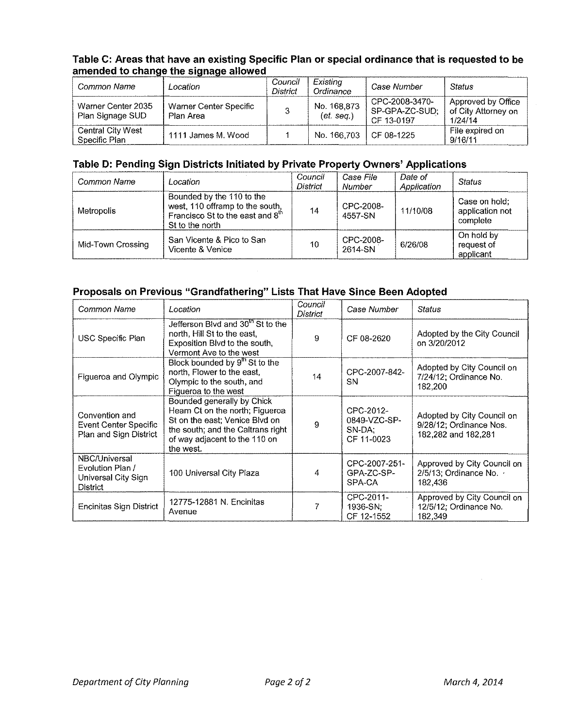### Table C: Areas that have an existing Specific Plan or special ordinance that is requested to be amended to change the signage allowed

| *Common Name* | *Location* | *Council District* | *Existing Ordinance* | *Case Number* | *Status* |
|---|---|---|---|---|---|
| Warner Center 2035 Plan Signage SUD | Warner Center Specific Plan Area | 3 | No. 168,873 (*et. seq.*) | CPC-2008-3470-SP-GPA-ZC-SUD; CF 13-0197 | Approved by Office of City Attorney on 1/24/14 |
| Central City West Specific Plan | 1111 James M. Wood | 1 | No. 166,703 | CF 08-1225 | File expired on 9/16/11 |

### Table D: Pending Sign Districts Initiated by Private Property Owners' Applications

| *Common Name* | *Location* | *Council District* | *Case File Number* | *Date of Application* | *Status* |
|---|---|---|---|---|---|
| Metropolis | Bounded by the 110 to the west, 110 offramp to the south, Francisco St to the east and 8th St to the north | 14 | CPC-2008-4557-SN | 11/10/08 | Case on hold; application not complete |
| Mid-Town Crossing | San Vicente & Pico to San Vicente & Venice | 10 | CPC-2008-2614-SN | 6/26/08 | On hold by request of applicant |

### Proposals on Previous "Grandfathering" Lists That Have Since Been Adopted

| *Common Name* | *Location* | *Council District* | *Case Number* | *Status* |
|---|---|---|---|---|
| USC Specific Plan | Jefferson Blvd and 30th St to the north, Hill St to the east, Exposition Blvd to the south, Vermont Ave to the west | 9 | CF 08-2620 | Adopted by the City Council on 3/20/2012 |
| Figueroa and Olympic | Block bounded by 9th St to the north, Flower to the east, Olympic to the south, and Figueroa to the west | 14 | CPC-2007-842-SN | Adopted by City Council on 7/24/12; Ordinance No. 182,200 |
| Convention and Event Center Specific Plan and Sign District | Bounded generally by Chick Hearn Ct on the north; Figueroa St on the east; Venice Blvd on the south; and the Caltrans right of way adjacent to the 110 on the west. | 9 | CPC-2012-0849-VZC-SP-SN-DA; CF 11-0023 | Adopted by City Council on 9/28/12; Ordinance Nos. 182,282 and 182,281 |
| NBC/Universal Evolution Plan / Universal City Sign District | 100 Universal City Plaza | 4 | CPC-2007-251-GPA-ZC-SP-SPA-CA | Approved by City Council on 2/5/13; Ordinance No. 182,436 |
| Encinitas Sign District | 12775-12881 N. Encinitas Avenue | 7 | CPC-2011-1936-SN; CF 12-1552 | Approved by City Council on 12/5/12; Ordinance No. 182,349 |